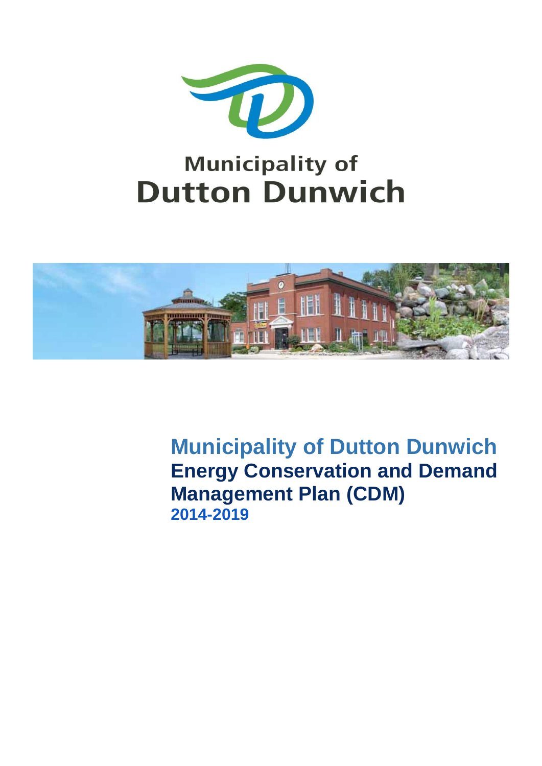Municipality of
Dutton Dunwich

# Municipality of Dutton Dunwich

## Energy Conservation and Demand Management Plan (CDM)

### 2014-2019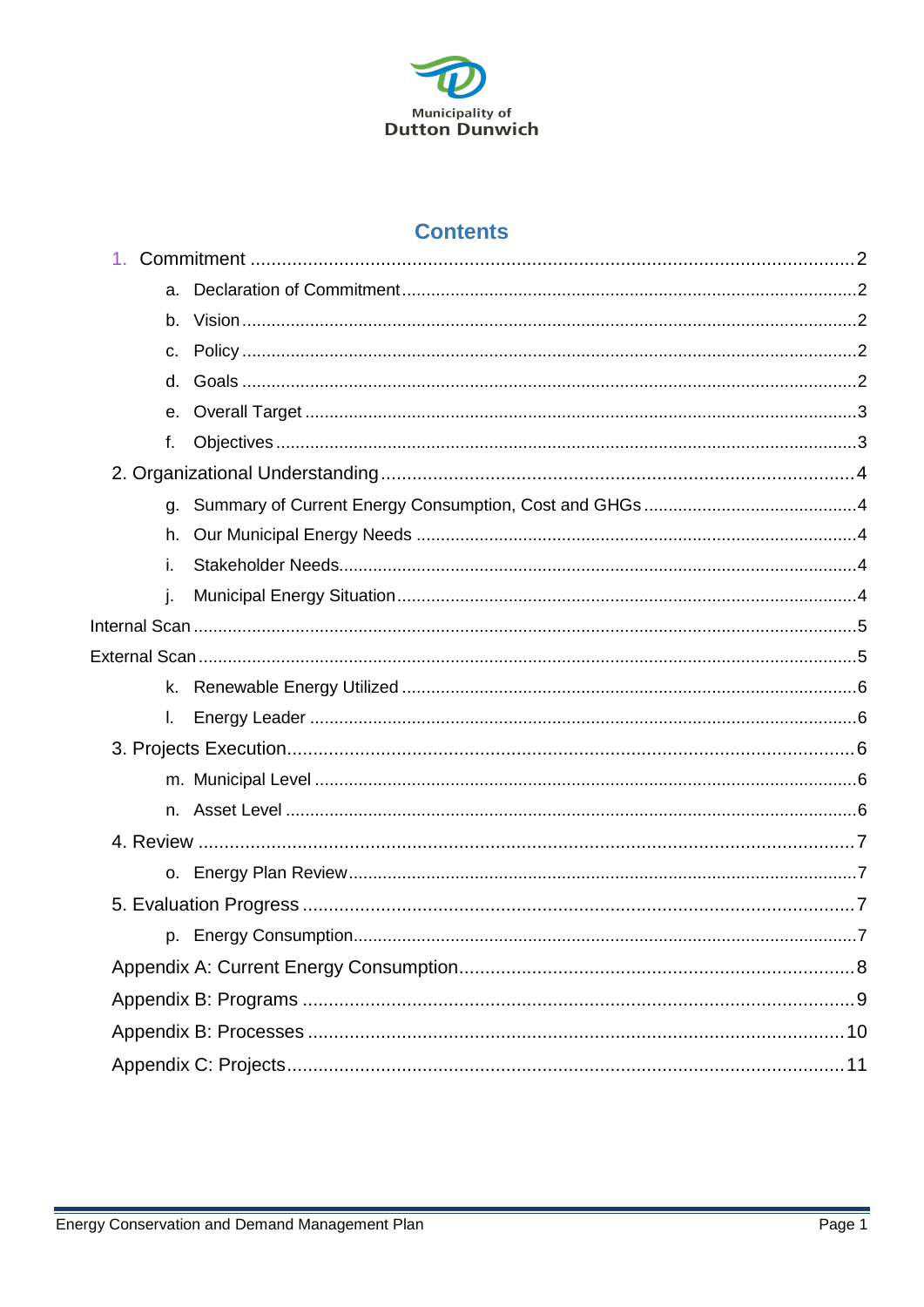Municipality of
Dutton Dunwich

## Contents

1. Commitment ....................................................................................................... 2
   - a. Declaration of Commitment ................................................................................ 2
   - b. Vision ................................................................................................................ 2
   - c. Policy ................................................................................................................ 2
   - d. Goals ................................................................................................................. 2
   - e. Overall Target .................................................................................................... 3
   - f. Objectives .......................................................................................................... 3
2. Organizational Understanding .......................................................................... 4
   - g. Summary of Current Energy Consumption, Cost and GHGs ............................ 4
   - h. Our Municipal Energy Needs ............................................................................ 4
   - i. Stakeholder Needs ............................................................................................ 4
   - j. Municipal Energy Situation ................................................................................ 4

Internal Scan ........................................................................................................... 5

External Scan .......................................................................................................... 5

   - k. Renewable Energy Utilized ............................................................................... 6
   - l. Energy Leader ................................................................................................... 6

3. Projects Execution ............................................................................................. 6
   - m. Municipal Level ................................................................................................ 6
   - n. Asset Level ....................................................................................................... 6
4. Review ............................................................................................................... 7
   - o. Energy Plan Review .......................................................................................... 7
5. Evaluation Progress ........................................................................................... 7
   - p. Energy Consumption ........................................................................................ 7

Appendix A: Current Energy Consumption ................................................................ 8

Appendix B: Programs .............................................................................................. 9

Appendix B: Processes ............................................................................................ 10

Appendix C: Projects ............................................................................................... 11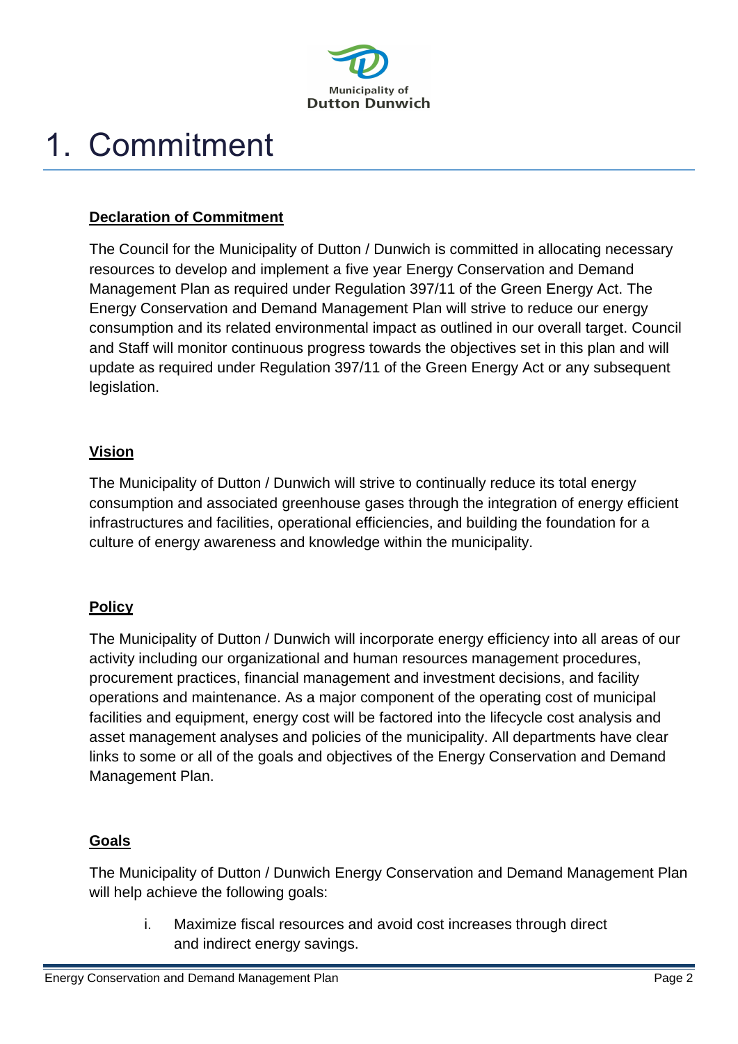# 1. Commitment

**Declaration of Commitment**

The Council for the Municipality of Dutton / Dunwich is committed in allocating necessary resources to develop and implement a five year Energy Conservation and Demand Management Plan as required under Regulation 397/11 of the Green Energy Act. The Energy Conservation and Demand Management Plan will strive to reduce our energy consumption and its related environmental impact as outlined in our overall target. Council and Staff will monitor continuous progress towards the objectives set in this plan and will update as required under Regulation 397/11 of the Green Energy Act or any subsequent legislation.

**Vision**

The Municipality of Dutton / Dunwich will strive to continually reduce its total energy consumption and associated greenhouse gases through the integration of energy efficient infrastructures and facilities, operational efficiencies, and building the foundation for a culture of energy awareness and knowledge within the municipality.

**Policy**

The Municipality of Dutton / Dunwich will incorporate energy efficiency into all areas of our activity including our organizational and human resources management procedures, procurement practices, financial management and investment decisions, and facility operations and maintenance. As a major component of the operating cost of municipal facilities and equipment, energy cost will be factored into the lifecycle cost analysis and asset management analyses and policies of the municipality. All departments have clear links to some or all of the goals and objectives of the Energy Conservation and Demand Management Plan.

**Goals**

The Municipality of Dutton / Dunwich Energy Conservation and Demand Management Plan will help achieve the following goals:

i. Maximize fiscal resources and avoid cost increases through direct and indirect energy savings.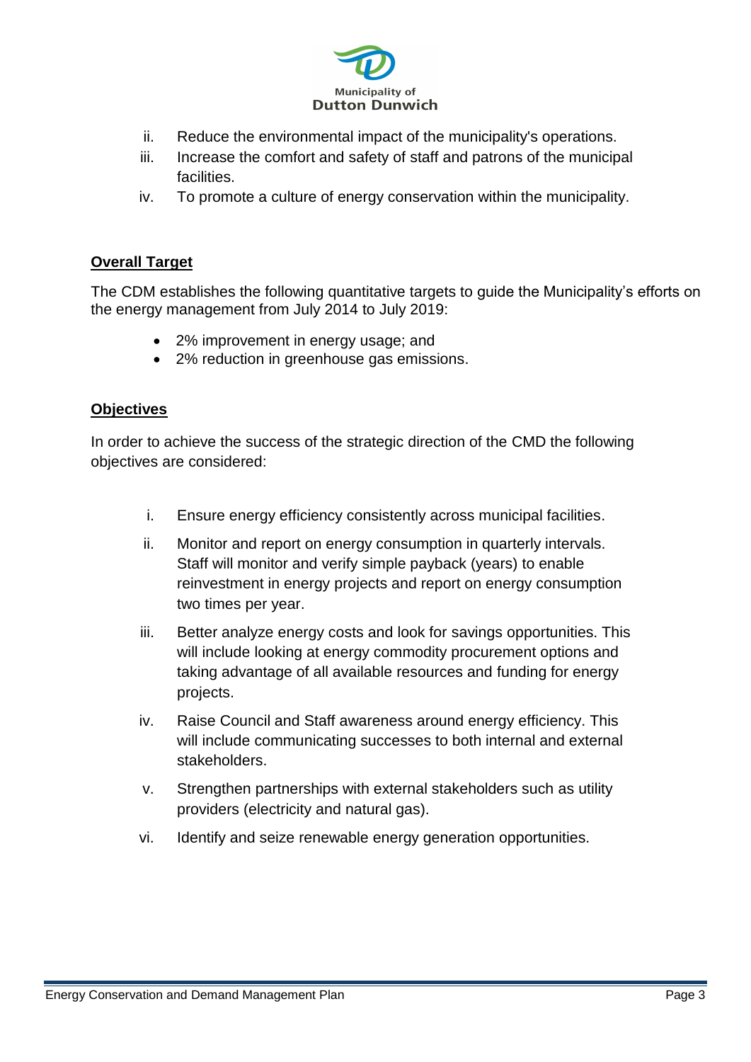ii. Reduce the environmental impact of the municipality's operations.
iii. Increase the comfort and safety of staff and patrons of the municipal facilities.
iv. To promote a culture of energy conservation within the municipality.

**Overall Target**

The CDM establishes the following quantitative targets to guide the Municipality's efforts on the energy management from July 2014 to July 2019:

- 2% improvement in energy usage; and
- 2% reduction in greenhouse gas emissions.

**Objectives**

In order to achieve the success of the strategic direction of the CMD the following objectives are considered:

i. Ensure energy efficiency consistently across municipal facilities.
ii. Monitor and report on energy consumption in quarterly intervals. Staff will monitor and verify simple payback (years) to enable reinvestment in energy projects and report on energy consumption two times per year.
iii. Better analyze energy costs and look for savings opportunities. This will include looking at energy commodity procurement options and taking advantage of all available resources and funding for energy projects.
iv. Raise Council and Staff awareness around energy efficiency. This will include communicating successes to both internal and external stakeholders.
v. Strengthen partnerships with external stakeholders such as utility providers (electricity and natural gas).
vi. Identify and seize renewable energy generation opportunities.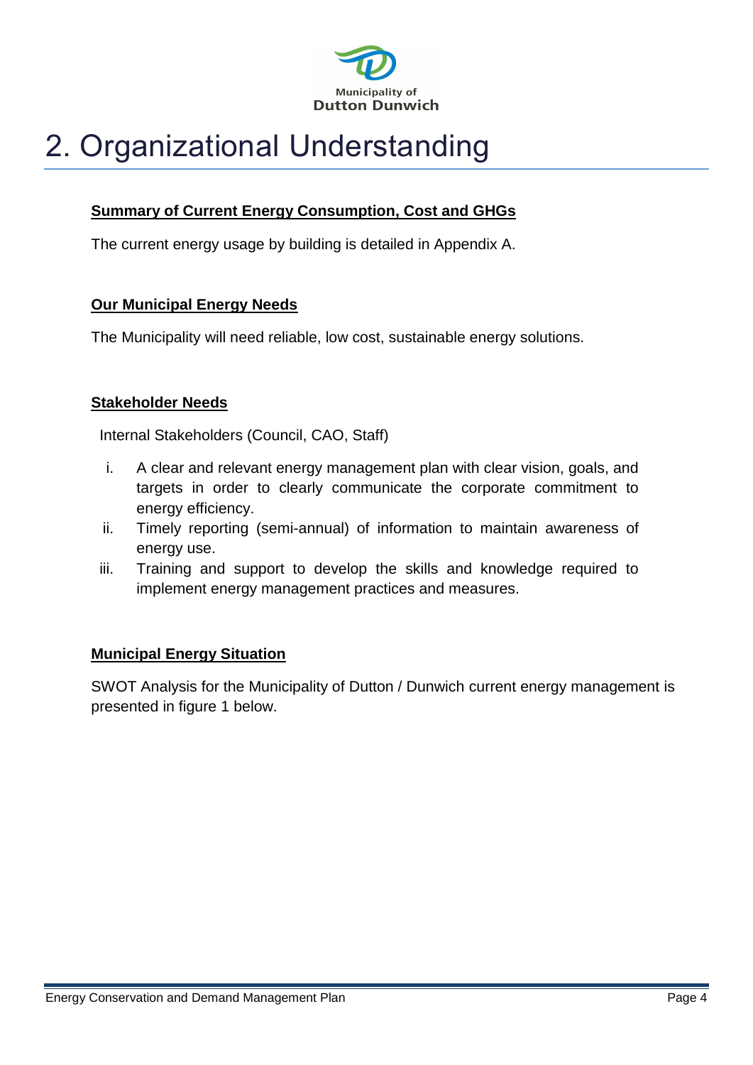# 2. Organizational Understanding

**Summary of Current Energy Consumption, Cost and GHGs**

The current energy usage by building is detailed in Appendix A.

**Our Municipal Energy Needs**

The Municipality will need reliable, low cost, sustainable energy solutions.

**Stakeholder Needs**

Internal Stakeholders (Council, CAO, Staff)

i. A clear and relevant energy management plan with clear vision, goals, and targets in order to clearly communicate the corporate commitment to energy efficiency.
ii. Timely reporting (semi-annual) of information to maintain awareness of energy use.
iii. Training and support to develop the skills and knowledge required to implement energy management practices and measures.

**Municipal Energy Situation**

SWOT Analysis for the Municipality of Dutton / Dunwich current energy management is presented in figure 1 below.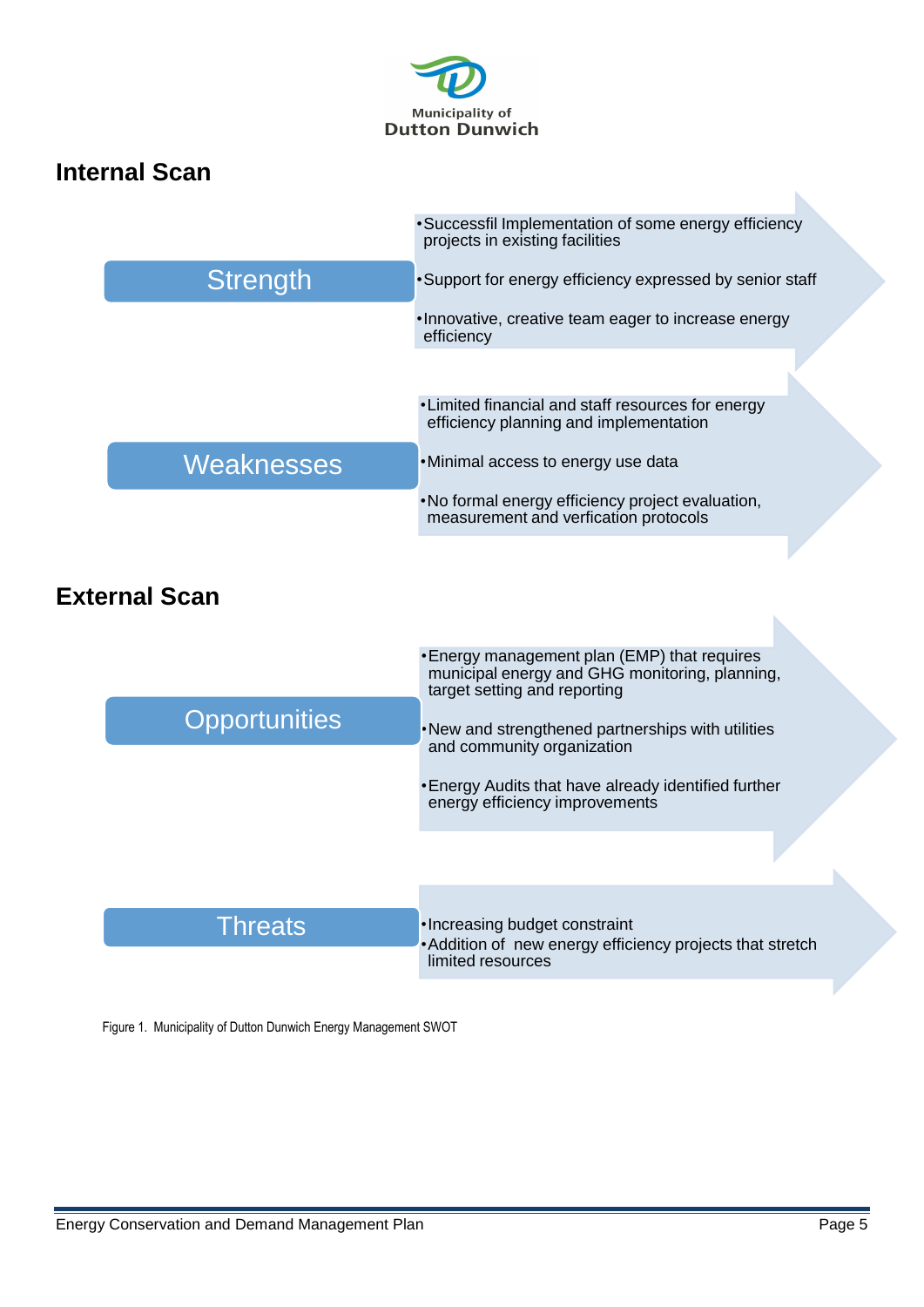## Internal Scan

### Strength

- Successfil Implementation of some energy efficiency projects in existing facilities
- Support for energy efficiency expressed by senior staff
- Innovative, creative team eager to increase energy efficiency

### Weaknesses

- Limited financial and staff resources for energy efficiency planning and implementation
- Minimal access to energy use data
- No formal energy efficiency project evaluation, measurement and verfication protocols

## External Scan

### Opportunities

- Energy management plan (EMP) that requires municipal energy and GHG monitoring, planning, target setting and reporting
- New and strengthened partnerships with utilities and community organization
- Energy Audits that have already identified further energy efficiency improvements

### Threats

- Increasing budget constraint
- Addition of new energy efficiency projects that stretch limited resources

Figure 1. Municipality of Dutton Dunwich Energy Management SWOT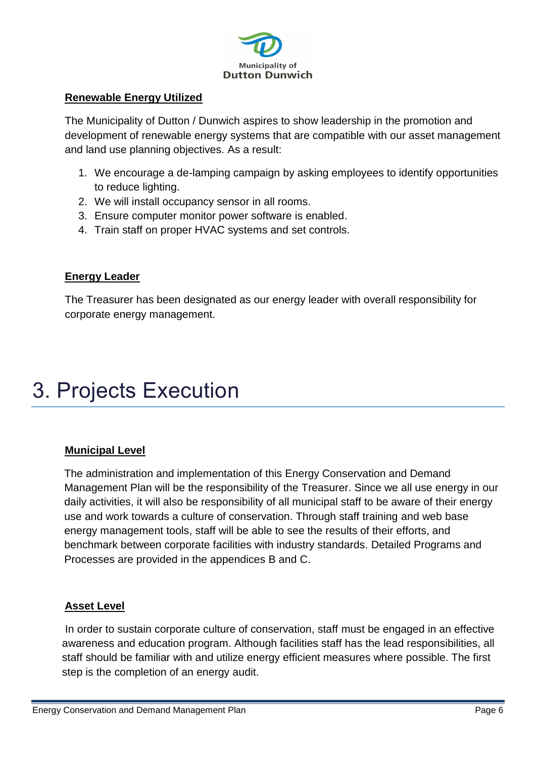**Renewable Energy Utilized**

The Municipality of Dutton / Dunwich aspires to show leadership in the promotion and development of renewable energy systems that are compatible with our asset management and land use planning objectives. As a result:

1. We encourage a de-lamping campaign by asking employees to identify opportunities to reduce lighting.
2. We will install occupancy sensor in all rooms.
3. Ensure computer monitor power software is enabled.
4. Train staff on proper HVAC systems and set controls.

**Energy Leader**

The Treasurer has been designated as our energy leader with overall responsibility for corporate energy management.

# 3. Projects Execution

**Municipal Level**

The administration and implementation of this Energy Conservation and Demand Management Plan will be the responsibility of the Treasurer. Since we all use energy in our daily activities, it will also be responsibility of all municipal staff to be aware of their energy use and work towards a culture of conservation. Through staff training and web base energy management tools, staff will be able to see the results of their efforts, and benchmark between corporate facilities with industry standards. Detailed Programs and Processes are provided in the appendices B and C.

**Asset Level**

In order to sustain corporate culture of conservation, staff must be engaged in an effective awareness and education program. Although facilities staff has the lead responsibilities, all staff should be familiar with and utilize energy efficient measures where possible. The first step is the completion of an energy audit.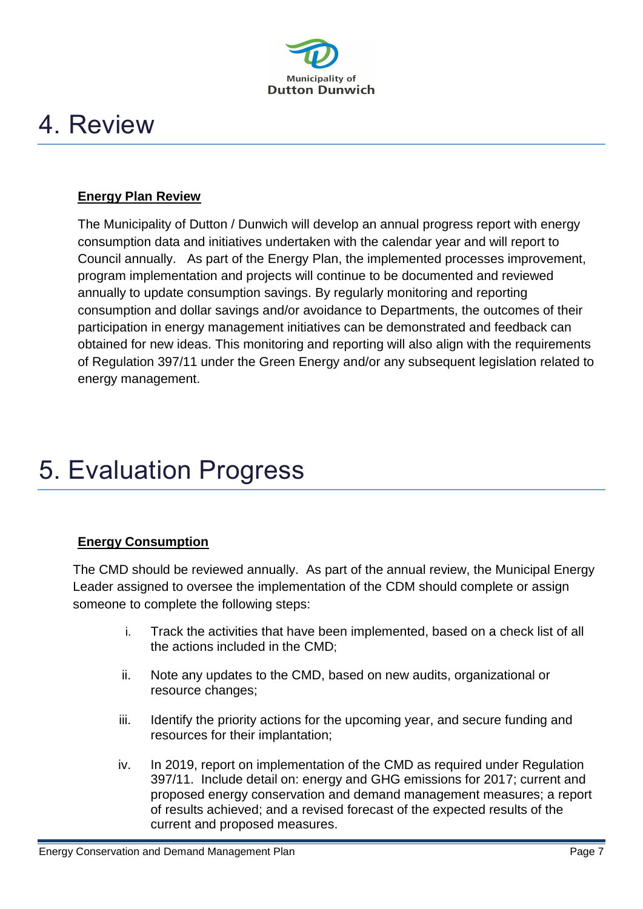# 4. Review

**Energy Plan Review**

The Municipality of Dutton / Dunwich will develop an annual progress report with energy consumption data and initiatives undertaken with the calendar year and will report to Council annually. As part of the Energy Plan, the implemented processes improvement, program implementation and projects will continue to be documented and reviewed annually to update consumption savings. By regularly monitoring and reporting consumption and dollar savings and/or avoidance to Departments, the outcomes of their participation in energy management initiatives can be demonstrated and feedback can obtained for new ideas. This monitoring and reporting will also align with the requirements of Regulation 397/11 under the Green Energy and/or any subsequent legislation related to energy management.

# 5. Evaluation Progress

**Energy Consumption**

The CMD should be reviewed annually. As part of the annual review, the Municipal Energy Leader assigned to oversee the implementation of the CDM should complete or assign someone to complete the following steps:

i. Track the activities that have been implemented, based on a check list of all the actions included in the CMD;

ii. Note any updates to the CMD, based on new audits, organizational or resource changes;

iii. Identify the priority actions for the upcoming year, and secure funding and resources for their implantation;

iv. In 2019, report on implementation of the CMD as required under Regulation 397/11. Include detail on: energy and GHG emissions for 2017; current and proposed energy conservation and demand management measures; a report of results achieved; and a revised forecast of the expected results of the current and proposed measures.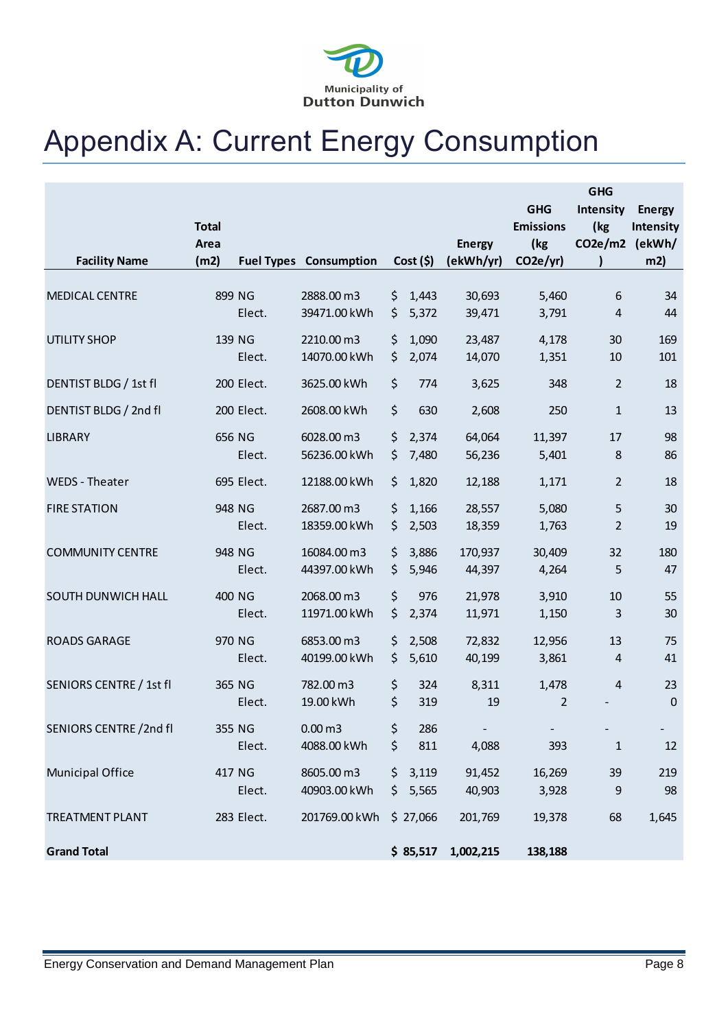# Appendix A: Current Energy Consumption

| Facility Name | Total Area (m2) | Fuel Types | Consumption | Cost ($) | Energy (ekWh/yr) | GHG Emissions (kg CO2e/yr) | GHG Intensity (kg CO2e/m2 ) | Energy Intensity (ekWh/ m2) |
|---|---|---|---|---|---|---|---|---|
| MEDICAL CENTRE | 899 | NG | 2888.00 m3 | $ 1,443 | 30,693 | 5,460 | 6 | 34 |
| | | Elect. | 39471.00 kWh | $ 5,372 | 39,471 | 3,791 | 4 | 44 |
| UTILITY SHOP | 139 | NG | 2210.00 m3 | $ 1,090 | 23,487 | 4,178 | 30 | 169 |
| | | Elect. | 14070.00 kWh | $ 2,074 | 14,070 | 1,351 | 10 | 101 |
| DENTIST BLDG / 1st fl | 200 | Elect. | 3625.00 kWh | $ 774 | 3,625 | 348 | 2 | 18 |
| DENTIST BLDG / 2nd fl | 200 | Elect. | 2608.00 kWh | $ 630 | 2,608 | 250 | 1 | 13 |
| LIBRARY | 656 | NG | 6028.00 m3 | $ 2,374 | 64,064 | 11,397 | 17 | 98 |
| | | Elect. | 56236.00 kWh | $ 7,480 | 56,236 | 5,401 | 8 | 86 |
| WEDS - Theater | 695 | Elect. | 12188.00 kWh | $ 1,820 | 12,188 | 1,171 | 2 | 18 |
| FIRE STATION | 948 | NG | 2687.00 m3 | $ 1,166 | 28,557 | 5,080 | 5 | 30 |
| | | Elect. | 18359.00 kWh | $ 2,503 | 18,359 | 1,763 | 2 | 19 |
| COMMUNITY CENTRE | 948 | NG | 16084.00 m3 | $ 3,886 | 170,937 | 30,409 | 32 | 180 |
| | | Elect. | 44397.00 kWh | $ 5,946 | 44,397 | 4,264 | 5 | 47 |
| SOUTH DUNWICH HALL | 400 | NG | 2068.00 m3 | $ 976 | 21,978 | 3,910 | 10 | 55 |
| | | Elect. | 11971.00 kWh | $ 2,374 | 11,971 | 1,150 | 3 | 30 |
| ROADS GARAGE | 970 | NG | 6853.00 m3 | $ 2,508 | 72,832 | 12,956 | 13 | 75 |
| | | Elect. | 40199.00 kWh | $ 5,610 | 40,199 | 3,861 | 4 | 41 |
| SENIORS CENTRE / 1st fl | 365 | NG | 782.00 m3 | $ 324 | 8,311 | 1,478 | 4 | 23 |
| | | Elect. | 19.00 kWh | $ 319 | 19 | 2 | - | 0 |
| SENIORS CENTRE /2nd fl | 355 | NG | 0.00 m3 | $ 286 | - | - | - | - |
| | | Elect. | 4088.00 kWh | $ 811 | 4,088 | 393 | 1 | 12 |
| Municipal Office | 417 | NG | 8605.00 m3 | $ 3,119 | 91,452 | 16,269 | 39 | 219 |
| | | Elect. | 40903.00 kWh | $ 5,565 | 40,903 | 3,928 | 9 | 98 |
| TREATMENT PLANT | 283 | Elect. | 201769.00 kWh | $ 27,066 | 201,769 | 19,378 | 68 | 1,645 |
| **Grand Total** | | | | **$ 85,517** | **1,002,215** | **138,188** | | |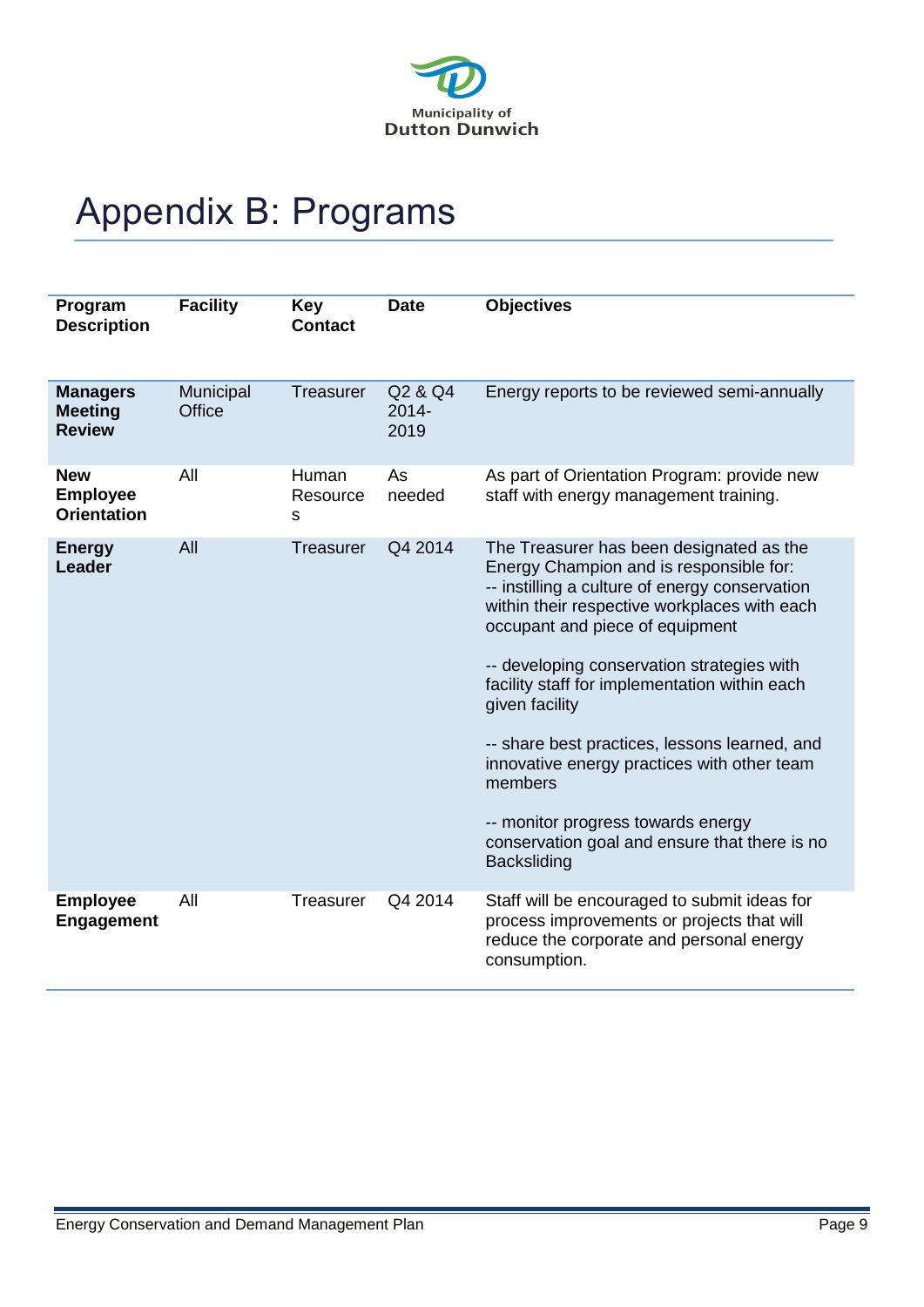# Appendix B: Programs

| Program Description | Facility | Key Contact | Date | Objectives |
|---|---|---|---|---|
| **Managers Meeting Review** | Municipal Office | Treasurer | Q2 & Q4 2014-2019 | Energy reports to be reviewed semi-annually |
| **New Employee Orientation** | All | Human Resources | As needed | As part of Orientation Program: provide new staff with energy management training. |
| **Energy Leader** | All | Treasurer | Q4 2014 | The Treasurer has been designated as the Energy Champion and is responsible for:<br>-- instilling a culture of energy conservation within their respective workplaces with each occupant and piece of equipment<br><br>-- developing conservation strategies with facility staff for implementation within each given facility<br><br>-- share best practices, lessons learned, and innovative energy practices with other team members<br><br>-- monitor progress towards energy conservation goal and ensure that there is no Backsliding |
| **Employee Engagement** | All | Treasurer | Q4 2014 | Staff will be encouraged to submit ideas for process improvements or projects that will reduce the corporate and personal energy consumption. |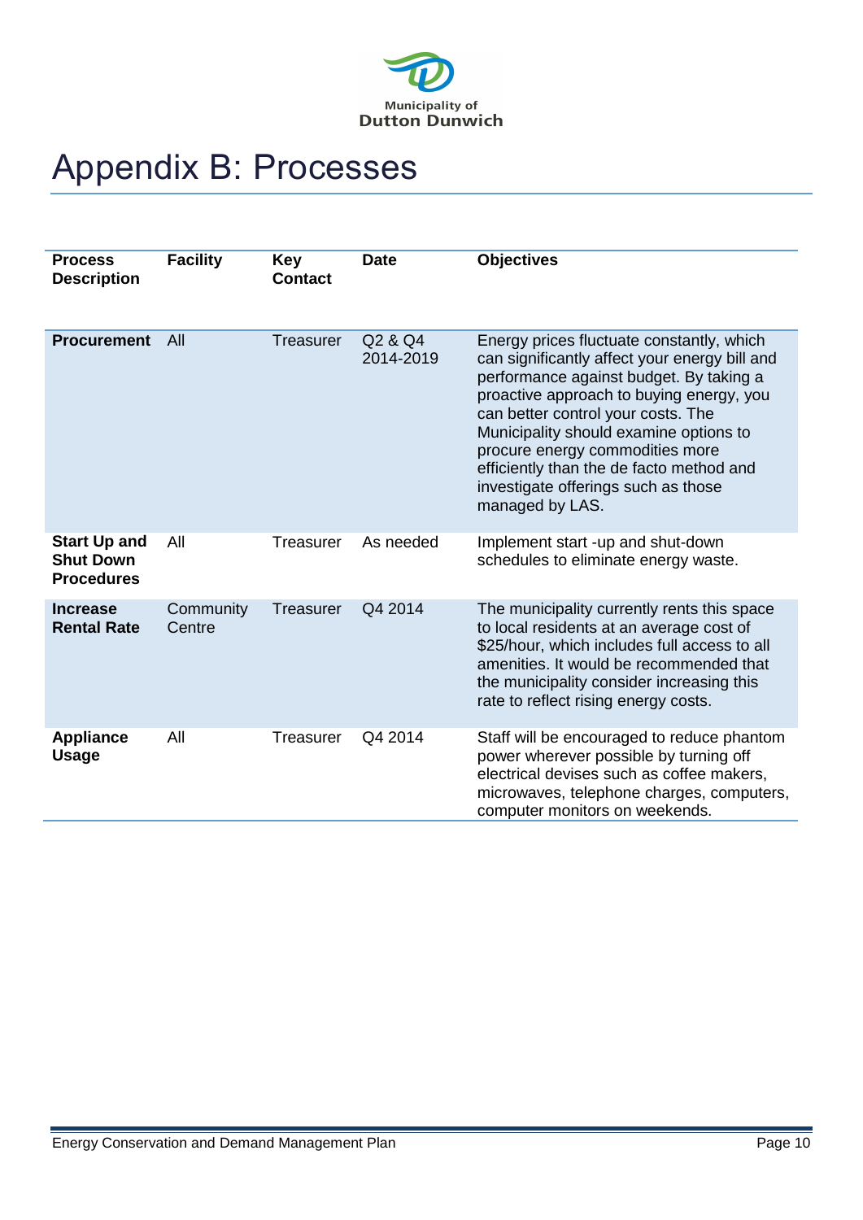# Appendix B: Processes

| Process Description | Facility | Key Contact | Date | Objectives |
|---|---|---|---|---|
| **Procurement** | All | Treasurer | Q2 & Q4 2014-2019 | Energy prices fluctuate constantly, which can significantly affect your energy bill and performance against budget. By taking a proactive approach to buying energy, you can better control your costs. The Municipality should examine options to procure energy commodities more efficiently than the de facto method and investigate offerings such as those managed by LAS. |
| **Start Up and Shut Down Procedures** | All | Treasurer | As needed | Implement start -up and shut-down schedules to eliminate energy waste. |
| **Increase Rental Rate** | Community Centre | Treasurer | Q4 2014 | The municipality currently rents this space to local residents at an average cost of $25/hour, which includes full access to all amenities. It would be recommended that the municipality consider increasing this rate to reflect rising energy costs. |
| **Appliance Usage** | All | Treasurer | Q4 2014 | Staff will be encouraged to reduce phantom power wherever possible by turning off electrical devises such as coffee makers, microwaves, telephone charges, computers, computer monitors on weekends. |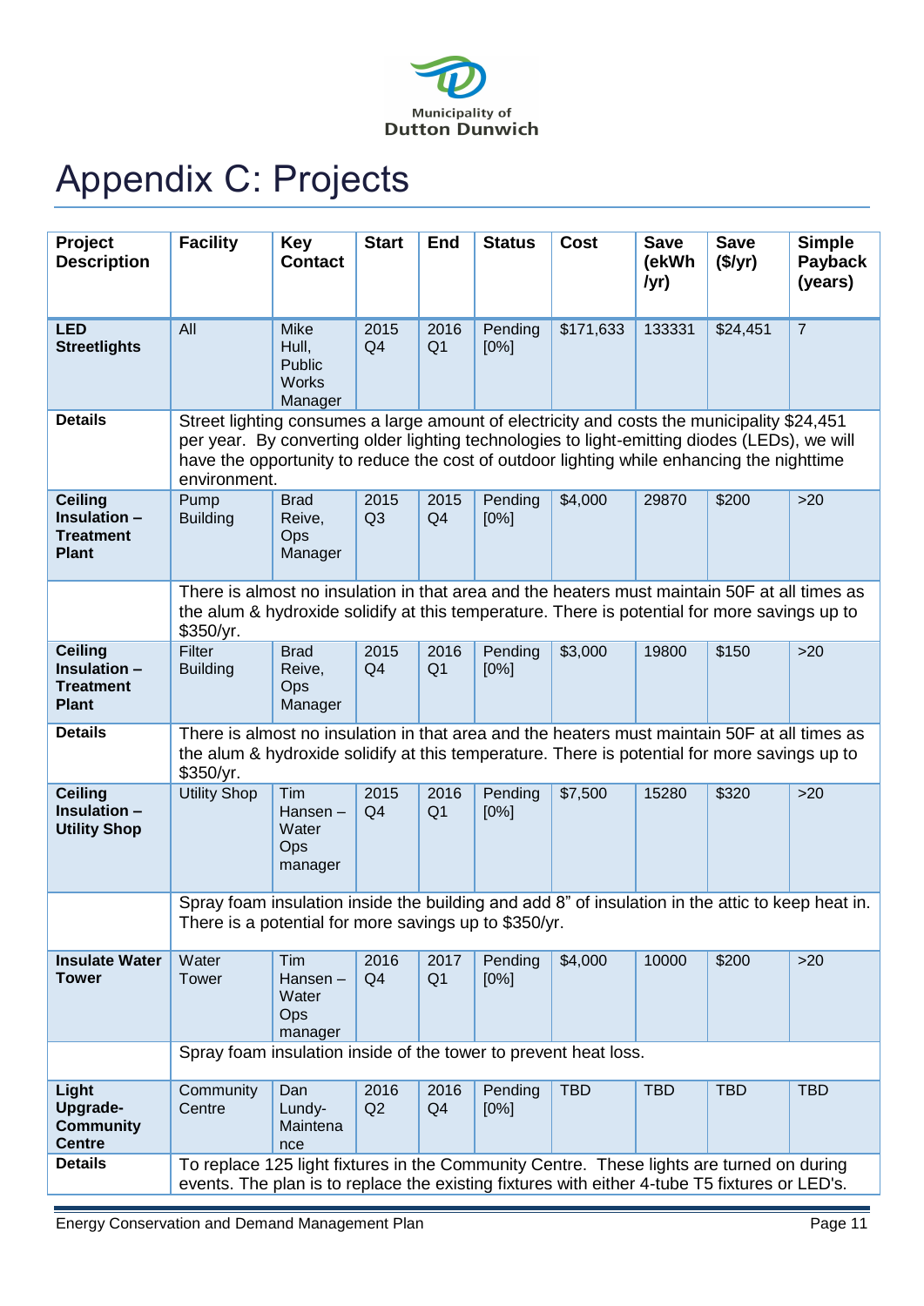Municipality of Dutton Dunwich

# Appendix C: Projects

| Project Description | Facility | Key Contact | Start | End | Status | Cost | Save (ekWh /yr) | Save ($/yr) | Simple Payback (years) |
|---|---|---|---|---|---|---|---|---|---|
| **LED Streetlights** | All | Mike Hull, Public Works Manager | 2015 Q4 | 2016 Q1 | Pending [0%] | $171,633 | 133331 | $24,451 | 7 |
| **Details** | Street lighting consumes a large amount of electricity and costs the municipality $24,451 per year. By converting older lighting technologies to light-emitting diodes (LEDs), we will have the opportunity to reduce the cost of outdoor lighting while enhancing the nighttime environment. | | | | | | | | |
| **Ceiling Insulation – Treatment Plant** | Pump Building | Brad Reive, Ops Manager | 2015 Q3 | 2015 Q4 | Pending [0%] | $4,000 | 29870 | $200 | >20 |
| | There is almost no insulation in that area and the heaters must maintain 50F at all times as the alum & hydroxide solidify at this temperature. There is potential for more savings up to $350/yr. | | | | | | | | |
| **Ceiling Insulation – Treatment Plant** | Filter Building | Brad Reive, Ops Manager | 2015 Q4 | 2016 Q1 | Pending [0%] | $3,000 | 19800 | $150 | >20 |
| **Details** | There is almost no insulation in that area and the heaters must maintain 50F at all times as the alum & hydroxide solidify at this temperature. There is potential for more savings up to $350/yr. | | | | | | | | |
| **Ceiling Insulation – Utility Shop** | Utility Shop | Tim Hansen – Water Ops manager | 2015 Q4 | 2016 Q1 | Pending [0%] | $7,500 | 15280 | $320 | >20 |
| | Spray foam insulation inside the building and add 8" of insulation in the attic to keep heat in. There is a potential for more savings up to $350/yr. | | | | | | | | |
| **Insulate Water Tower** | Water Tower | Tim Hansen – Water Ops manager | 2016 Q4 | 2017 Q1 | Pending [0%] | $4,000 | 10000 | $200 | >20 |
| | Spray foam insulation inside of the tower to prevent heat loss. | | | | | | | | |
| **Light Upgrade-Community Centre** | Community Centre | Dan Lundy-Maintenance | 2016 Q2 | 2016 Q4 | Pending [0%] | TBD | TBD | TBD | TBD |
| **Details** | To replace 125 light fixtures in the Community Centre. These lights are turned on during events. The plan is to replace the existing fixtures with either 4-tube T5 fixtures or LED's. | | | | | | | | |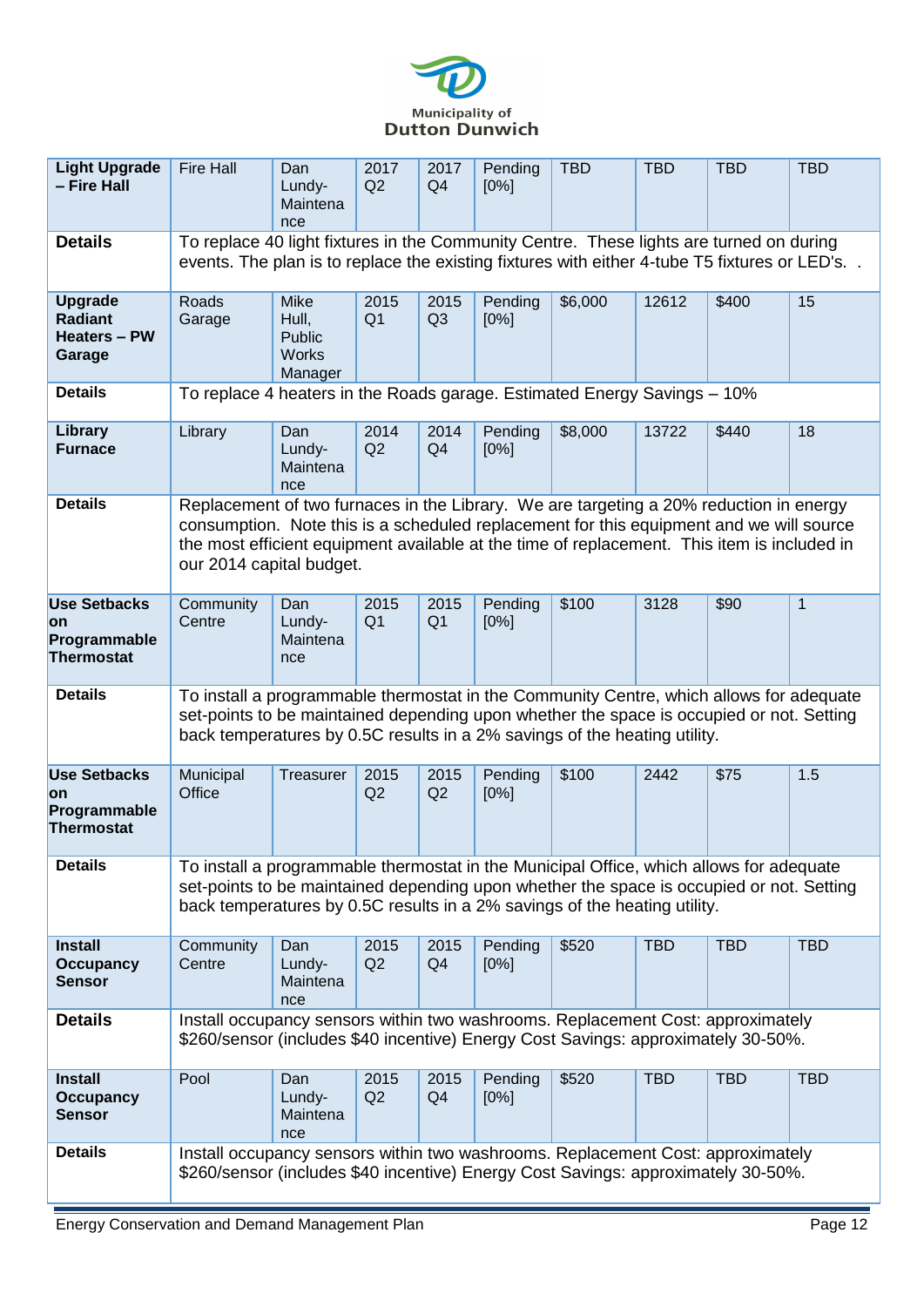| | | | | | | | | | |
|---|---|---|---|---|---|---|---|---|---|
| **Light Upgrade – Fire Hall** | Fire Hall | Dan Lundy-Maintenance | 2017 Q2 | 2017 Q4 | Pending [0%] | TBD | TBD | TBD | TBD |
| **Details** | To replace 40 light fixtures in the Community Centre. These lights are turned on during events. The plan is to replace the existing fixtures with either 4-tube T5 fixtures or LED's. . | | | | | | | | |
| **Upgrade Radiant Heaters – PW Garage** | Roads Garage | Mike Hull, Public Works Manager | 2015 Q1 | 2015 Q3 | Pending [0%] | $6,000 | 12612 | $400 | 15 |
| **Details** | To replace 4 heaters in the Roads garage. Estimated Energy Savings – 10% | | | | | | | | |
| **Library Furnace** | Library | Dan Lundy-Maintenance | 2014 Q2 | 2014 Q4 | Pending [0%] | $8,000 | 13722 | $440 | 18 |
| **Details** | Replacement of two furnaces in the Library. We are targeting a 20% reduction in energy consumption. Note this is a scheduled replacement for this equipment and we will source the most efficient equipment available at the time of replacement. This item is included in our 2014 capital budget. | | | | | | | | |
| **Use Setbacks on Programmable Thermostat** | Community Centre | Dan Lundy-Maintenance | 2015 Q1 | 2015 Q1 | Pending [0%] | $100 | 3128 | $90 | 1 |
| **Details** | To install a programmable thermostat in the Community Centre, which allows for adequate set-points to be maintained depending upon whether the space is occupied or not. Setting back temperatures by 0.5C results in a 2% savings of the heating utility. | | | | | | | | |
| **Use Setbacks on Programmable Thermostat** | Municipal Office | Treasurer | 2015 Q2 | 2015 Q2 | Pending [0%] | $100 | 2442 | $75 | 1.5 |
| **Details** | To install a programmable thermostat in the Municipal Office, which allows for adequate set-points to be maintained depending upon whether the space is occupied or not. Setting back temperatures by 0.5C results in a 2% savings of the heating utility. | | | | | | | | |
| **Install Occupancy Sensor** | Community Centre | Dan Lundy-Maintenance | 2015 Q2 | 2015 Q4 | Pending [0%] | $520 | TBD | TBD | TBD |
| **Details** | Install occupancy sensors within two washrooms. Replacement Cost: approximately $260/sensor (includes $40 incentive) Energy Cost Savings: approximately 30-50%. | | | | | | | | |
| **Install Occupancy Sensor** | Pool | Dan Lundy-Maintenance | 2015 Q2 | 2015 Q4 | Pending [0%] | $520 | TBD | TBD | TBD |
| **Details** | Install occupancy sensors within two washrooms. Replacement Cost: approximately $260/sensor (includes $40 incentive) Energy Cost Savings: approximately 30-50%. | | | | | | | | |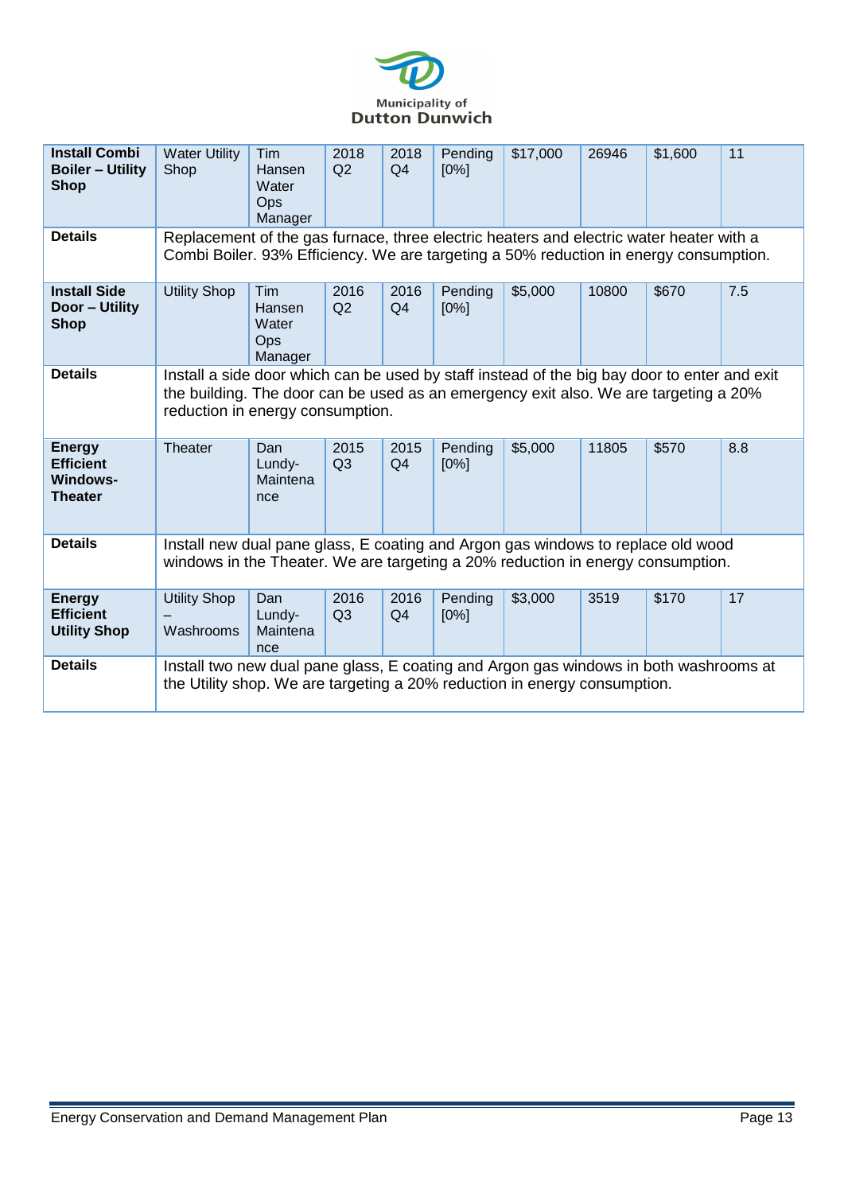| | | | | | | | | | |
|---|---|---|---|---|---|---|---|---|---|
| **Install Combi Boiler – Utility Shop** | Water Utility Shop | Tim Hansen Water Ops Manager | 2018 Q2 | 2018 Q4 | Pending [0%] | $17,000 | 26946 | $1,600 | 11 |
| **Details** | Replacement of the gas furnace, three electric heaters and electric water heater with a Combi Boiler. 93% Efficiency. We are targeting a 50% reduction in energy consumption. | | | | | | | | |
| **Install Side Door – Utility Shop** | Utility Shop | Tim Hansen Water Ops Manager | 2016 Q2 | 2016 Q4 | Pending [0%] | $5,000 | 10800 | $670 | 7.5 |
| **Details** | Install a side door which can be used by staff instead of the big bay door to enter and exit the building. The door can be used as an emergency exit also. We are targeting a 20% reduction in energy consumption. | | | | | | | | |
| **Energy Efficient Windows-Theater** | Theater | Dan Lundy-Maintenance | 2015 Q3 | 2015 Q4 | Pending [0%] | $5,000 | 11805 | $570 | 8.8 |
| **Details** | Install new dual pane glass, E coating and Argon gas windows to replace old wood windows in the Theater. We are targeting a 20% reduction in energy consumption. | | | | | | | | |
| **Energy Efficient Utility Shop** | Utility Shop – Washrooms | Dan Lundy-Maintenance | 2016 Q3 | 2016 Q4 | Pending [0%] | $3,000 | 3519 | $170 | 17 |
| **Details** | Install two new dual pane glass, E coating and Argon gas windows in both washrooms at the Utility shop. We are targeting a 20% reduction in energy consumption. | | | | | | | | |